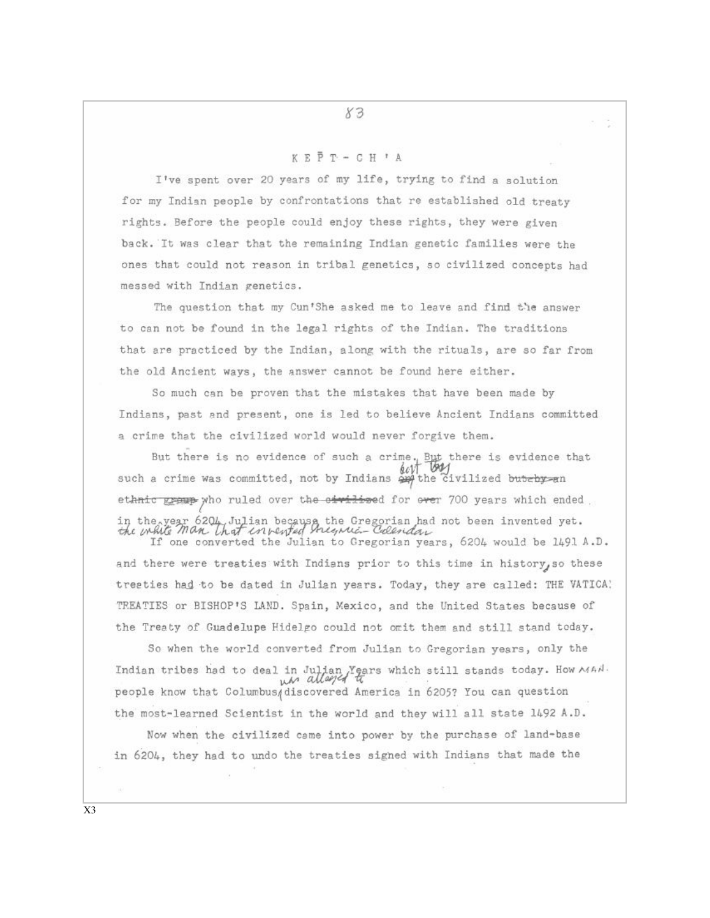# K E P̄ T - C H ' A

I've spent over 20 years of my life, trying to find a solution for my Indian people by confrontations that re established old treaty rights. Before the people could enjoy these rights, they were given back. It was clear that the remaining Indian genetic families were the ones that could not reason in tribal genetics, so civilized concepts had messed with Indian genetics.

The question that my Cun'She asked me to leave and find the answer to can not be found in the legal rights of the Indian. The traditions that are practiced by the Indian, along with the rituals, are so far from the old Ancient ways, the answer cannot be found here either.

So much can be proven that the mistakes that have been made by Indians, past and present, one is led to believe Ancient Indians committed a crime that the civilized world would never forgive them.

But there is no evidence of such a crime. But there is evidence that such a crime was committed, not by Indians but by the civilized who ruled over for 700 years which ended in the year 6204 Julian because the Gregorian had not been invented yet. the white man that invented Gregorian Calendar

If one converted the Julian to Gregorian years, 6204 would be 1491 A.D. and there were treaties with Indians prior to this time in history, so these treaties had to be dated in Julian years. Today, they are called: THE VATICA TREATIES or BISHOP'S LAND. Spain, Mexico, and the United States because of the Treaty of Guadelupe Hidelgo could not omit them and still stand today.

So when the world converted from Julian to Gregorian years, only the Indian tribes had to deal in Julian Years which still stands today. How MAN people know that Columbus was alleged to discovered America in 6205? You can question the most-learned Scientist in the world and they will all state 1492 A.D.

Now when the civilized came into power by the purchase of land-base in 6204, they had to undo the treaties signed with Indians that made the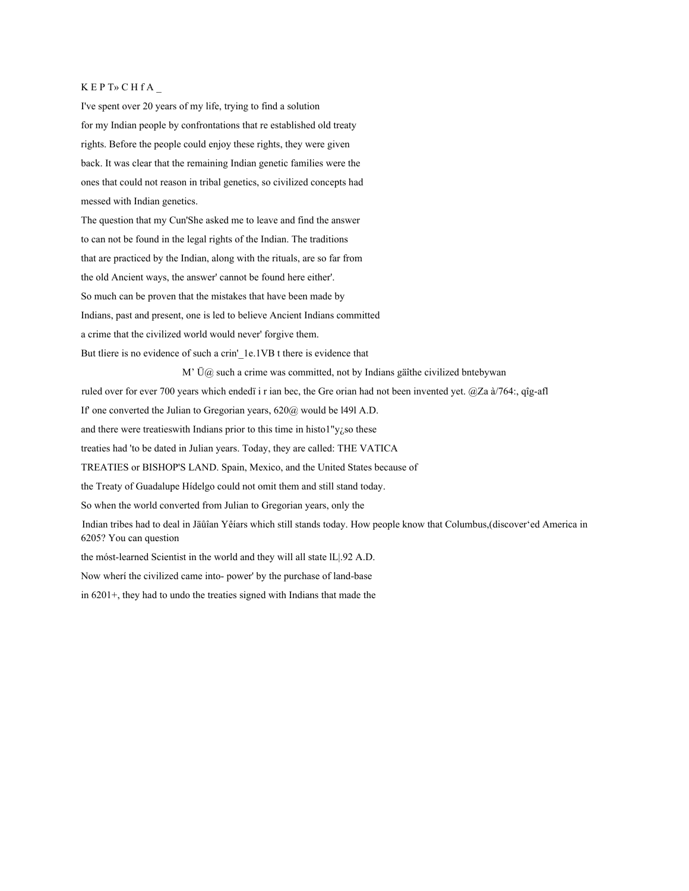K E P T» C H f A _

I've spent over 20 years of my life, trying to find a solution for my Indian people by confrontations that re established old treaty rights. Before the people could enjoy these rights, they were given back. It was clear that the remaining Indian genetic families were the ones that could not reason in tribal genetics, so civilized concepts had messed with Indian genetics.

The question that my Cun'She asked me to leave and find the answer to can not be found in the legal rights of the Indian. The traditions that are practiced by the Indian, along with the rituals, are so far from the old Ancient ways, the answer' cannot be found here either'.

So much can be proven that the mistakes that have been made by Indians, past and present, one is led to believe Ancient Indians committed a crime that the civilized world would never' forgive them.

But tliere is no evidence of such a crin'_1e.1VB t there is evidence that

M' Ü@ such a crime was committed, not by Indians gäîthe civilized bntebywan

ruled over for ever 700 years which endedï i r ian bec, the Gre orian had not been invented yet. @Za à/764:, qîg-afl

If' one converted the Julian to Gregorian years, 620@ would be l49l A.D. and there were treatieswith Indians prior to this time in histo1"y¿so these treaties had 'to be dated in Julian years. Today, they are called: THE VATICA TREATIES or BISHOP'S LAND. Spain, Mexico, and the United States because of the Treaty of Guadalupe Hídelgo could not omit them and still stand today.

So when the world converted from Julian to Gregorian years, only the Indian tribes had to deal in Jäûîan Yêíars which still stands today. How people know that Columbus,(discover'ed America in 6205? You can question the móst-learned Scientist in the world and they will all state lL|.92 A.D.

Now wherí the civilized came into- power' by the purchase of land-base in 6201+, they had to undo the treaties signed with Indians that made the